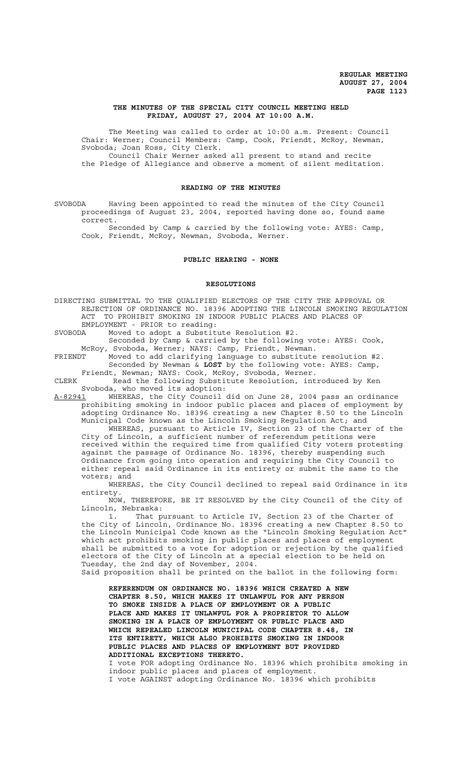**REGULAR MEETING**
**AUGUST 27, 2004**

## THE MINUTES OF THE SPECIAL CITY COUNCIL MEETING HELD FRIDAY, AUGUST 27, 2004 AT 10:00 A.M.

The Meeting was called to order at 10:00 a.m. Present: Council Chair: Werner; Council Members: Camp, Cook, Friendt, McRoy, Newman, Svoboda; Joan Ross, City Clerk.

Council Chair Werner asked all present to stand and recite the Pledge of Allegiance and observe a moment of silent meditation.

### READING OF THE MINUTES

SVOBODA Having been appointed to read the minutes of the City Council proceedings of August 23, 2004, reported having done so, found same correct.

Seconded by Camp & carried by the following vote: AYES: Camp, Cook, Friendt, McRoy, Newman, Svoboda, Werner.

### PUBLIC HEARING - NONE

### RESOLUTIONS

DIRECTING SUBMITTAL TO THE QUALIFIED ELECTORS OF THE CITY THE APPROVAL OR REJECTION OF ORDINANCE NO. 18396 ADOPTING THE LINCOLN SMOKING REGULATION ACT TO PROHIBIT SMOKING IN INDOOR PUBLIC PLACES AND PLACES OF EMPLOYMENT - PRIOR to reading:

SVOBODA Moved to adopt a Substitute Resolution #2.

Seconded by Camp & carried by the following vote: AYES: Cook, McRoy, Svoboda, Werner; NAYS: Camp, Friendt, Newman.

FRIENDT Moved to add clarifying language to substitute resolution #2.

Seconded by Newman & **LOST** by the following vote: AYES: Camp, Friendt, Newman; NAYS: Cook, McRoy, Svoboda, Werner.

CLERK Read the following Substitute Resolution, introduced by Ken Svoboda, who moved its adoption:

A-82941 WHEREAS, the City Council did on June 28, 2004 pass an ordinance prohibiting smoking in indoor public places and places of employment by adopting Ordinance No. 18396 creating a new Chapter 8.50 to the Lincoln Municipal Code known as the Lincoln Smoking Regulation Act; and

WHEREAS, pursuant to Article IV, Section 23 of the Charter of the City of Lincoln, a sufficient number of referendum petitions were received within the required time from qualified City voters protesting against the passage of Ordinance No. 18396, thereby suspending such Ordinance from going into operation and requiring the City Council to either repeal said Ordinance in its entirety or submit the same to the voters; and

WHEREAS, the City Council declined to repeal said Ordinance in its entirety.

NOW, THEREFORE, BE IT RESOLVED by the City Council of the City of Lincoln, Nebraska:

1. That pursuant to Article IV, Section 23 of the Charter of the City of Lincoln, Ordinance No. 18396 creating a new Chapter 8.50 to the Lincoln Municipal Code known as the "Lincoln Smoking Regulation Act" which act prohibits smoking in public places and places of employment shall be submitted to a vote for adoption or rejection by the qualified electors of the City of Lincoln at a special election to be held on Tuesday, the 2nd day of November, 2004.

Said proposition shall be printed on the ballot in the following form:

> **REFERENDUM ON ORDINANCE NO. 18396 WHICH CREATED A NEW CHAPTER 8.50, WHICH MAKES IT UNLAWFUL FOR ANY PERSON TO SMOKE INSIDE A PLACE OF EMPLOYMENT OR A PUBLIC PLACE AND MAKES IT UNLAWFUL FOR A PROPRIETOR TO ALLOW SMOKING IN A PLACE OF EMPLOYMENT OR PUBLIC PLACE AND WHICH REPEALED LINCOLN MUNICIPAL CODE CHAPTER 8.48, IN ITS ENTIRETY, WHICH ALSO PROHIBITS SMOKING IN INDOOR PUBLIC PLACES AND PLACES OF EMPLOYMENT BUT PROVIDED ADDITIONAL EXCEPTIONS THERETO.**
>
> I vote FOR adopting Ordinance No. 18396 which prohibits smoking in indoor public places and places of employment.
>
> I vote AGAINST adopting Ordinance No. 18396 which prohibits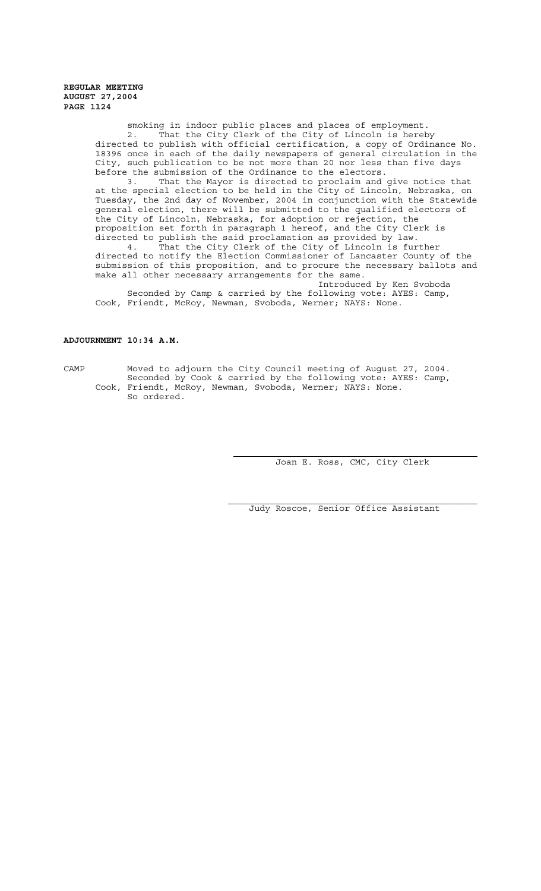smoking in indoor public places and places of employment.

2. That the City Clerk of the City of Lincoln is hereby directed to publish with official certification, a copy of Ordinance No. 18396 once in each of the daily newspapers of general circulation in the City, such publication to be not more than 20 nor less than five days before the submission of the Ordinance to the electors.

3. That the Mayor is directed to proclaim and give notice that at the special election to be held in the City of Lincoln, Nebraska, on Tuesday, the 2nd day of November, 2004 in conjunction with the Statewide general election, there will be submitted to the qualified electors of the City of Lincoln, Nebraska, for adoption or rejection, the proposition set forth in paragraph 1 hereof, and the City Clerk is directed to publish the said proclamation as provided by law.

4. That the City Clerk of the City of Lincoln is further directed to notify the Election Commissioner of Lancaster County of the submission of this proposition, and to procure the necessary ballots and make all other necessary arrangements for the same.

Introduced by Ken Svoboda

Seconded by Camp & carried by the following vote: AYES: Camp, Cook, Friendt, McRoy, Newman, Svoboda, Werner; NAYS: None.

**ADJOURNMENT 10:34 A.M.**

CAMP Moved to adjourn the City Council meeting of August 27, 2004.

Seconded by Cook & carried by the following vote: AYES: Camp, Cook, Friendt, McRoy, Newman, Svoboda, Werner; NAYS: None.

So ordered.

Joan E. Ross, CMC, City Clerk

Judy Roscoe, Senior Office Assistant